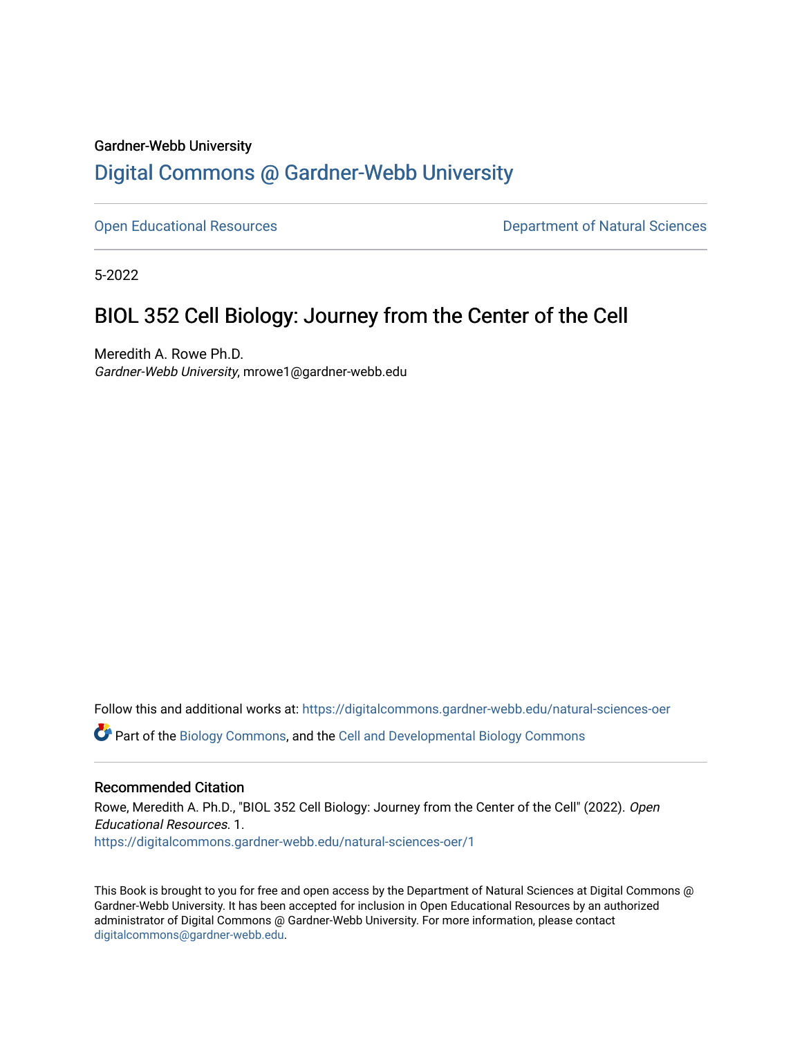Gardner-Webb University

# Digital Commons @ Gardner-Webb University

Open Educational Resources | Department of Natural Sciences

5-2022

## BIOL 352 Cell Biology: Journey from the Center of the Cell

Meredith A. Rowe Ph.D.
*Gardner-Webb University*, mrowe1@gardner-webb.edu

Follow this and additional works at: https://digitalcommons.gardner-webb.edu/natural-sciences-oer

Part of the Biology Commons, and the Cell and Developmental Biology Commons

### Recommended Citation

Rowe, Meredith A. Ph.D., "BIOL 352 Cell Biology: Journey from the Center of the Cell" (2022). *Open Educational Resources*. 1.
https://digitalcommons.gardner-webb.edu/natural-sciences-oer/1

This Book is brought to you for free and open access by the Department of Natural Sciences at Digital Commons @ Gardner-Webb University. It has been accepted for inclusion in Open Educational Resources by an authorized administrator of Digital Commons @ Gardner-Webb University. For more information, please contact digitalcommons@gardner-webb.edu.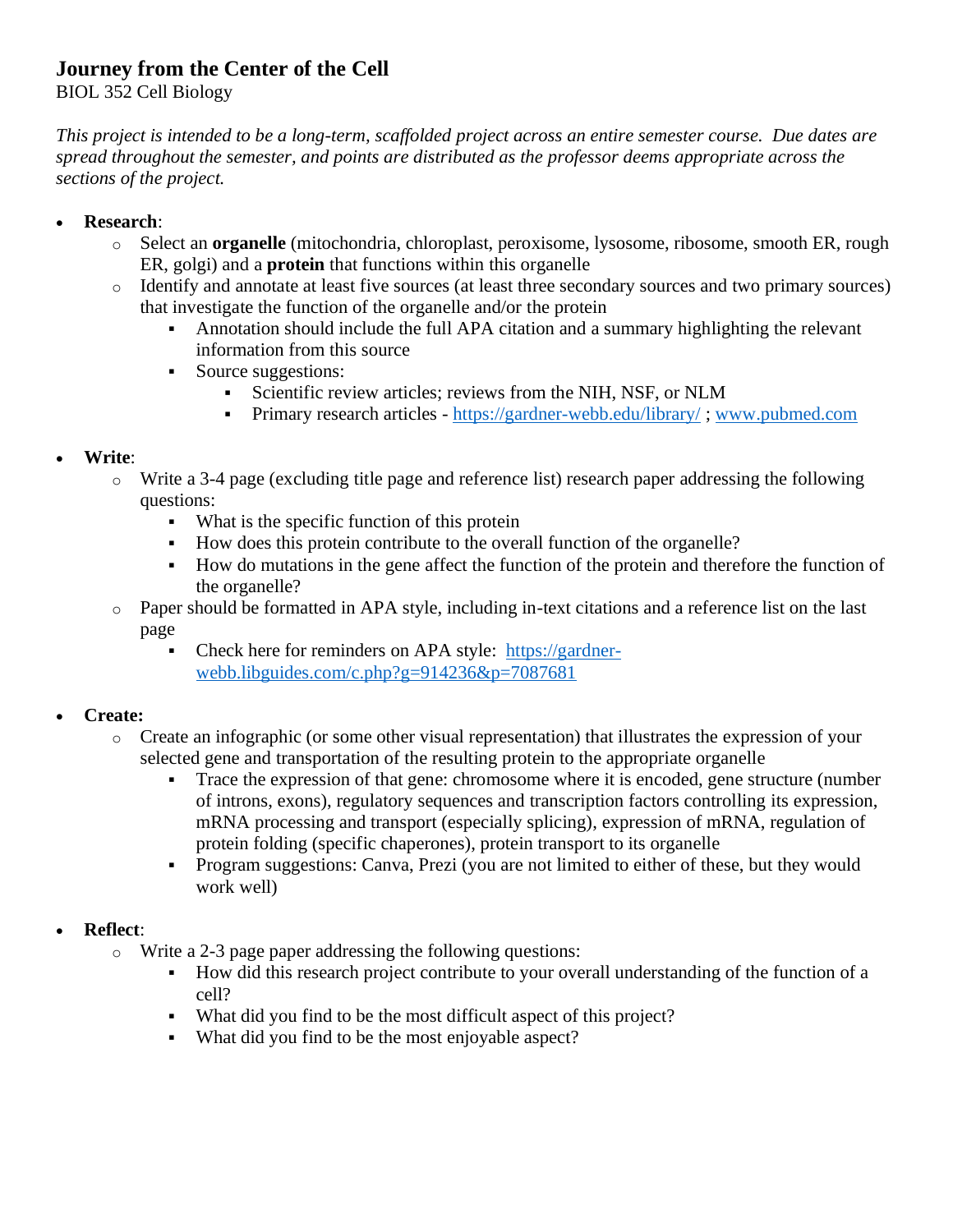# Journey from the Center of the Cell

BIOL 352 Cell Biology

*This project is intended to be a long-term, scaffolded project across an entire semester course. Due dates are spread throughout the semester, and points are distributed as the professor deems appropriate across the sections of the project.*

- **Research**:
  - Select an **organelle** (mitochondria, chloroplast, peroxisome, lysosome, ribosome, smooth ER, rough ER, golgi) and a **protein** that functions within this organelle
  - Identify and annotate at least five sources (at least three secondary sources and two primary sources) that investigate the function of the organelle and/or the protein
    - Annotation should include the full APA citation and a summary highlighting the relevant information from this source
    - Source suggestions:
      - Scientific review articles; reviews from the NIH, NSF, or NLM
      - Primary research articles - https://gardner-webb.edu/library/ ; www.pubmed.com

- **Write**:
  - Write a 3-4 page (excluding title page and reference list) research paper addressing the following questions:
    - What is the specific function of this protein
    - How does this protein contribute to the overall function of the organelle?
    - How do mutations in the gene affect the function of the protein and therefore the function of the organelle?
  - Paper should be formatted in APA style, including in-text citations and a reference list on the last page
    - Check here for reminders on APA style: https://gardner-webb.libguides.com/c.php?g=914236&p=7087681

- **Create:**
  - Create an infographic (or some other visual representation) that illustrates the expression of your selected gene and transportation of the resulting protein to the appropriate organelle
    - Trace the expression of that gene: chromosome where it is encoded, gene structure (number of introns, exons), regulatory sequences and transcription factors controlling its expression, mRNA processing and transport (especially splicing), expression of mRNA, regulation of protein folding (specific chaperones), protein transport to its organelle
    - Program suggestions: Canva, Prezi (you are not limited to either of these, but they would work well)

- **Reflect**:
  - Write a 2-3 page paper addressing the following questions:
    - How did this research project contribute to your overall understanding of the function of a cell?
    - What did you find to be the most difficult aspect of this project?
    - What did you find to be the most enjoyable aspect?